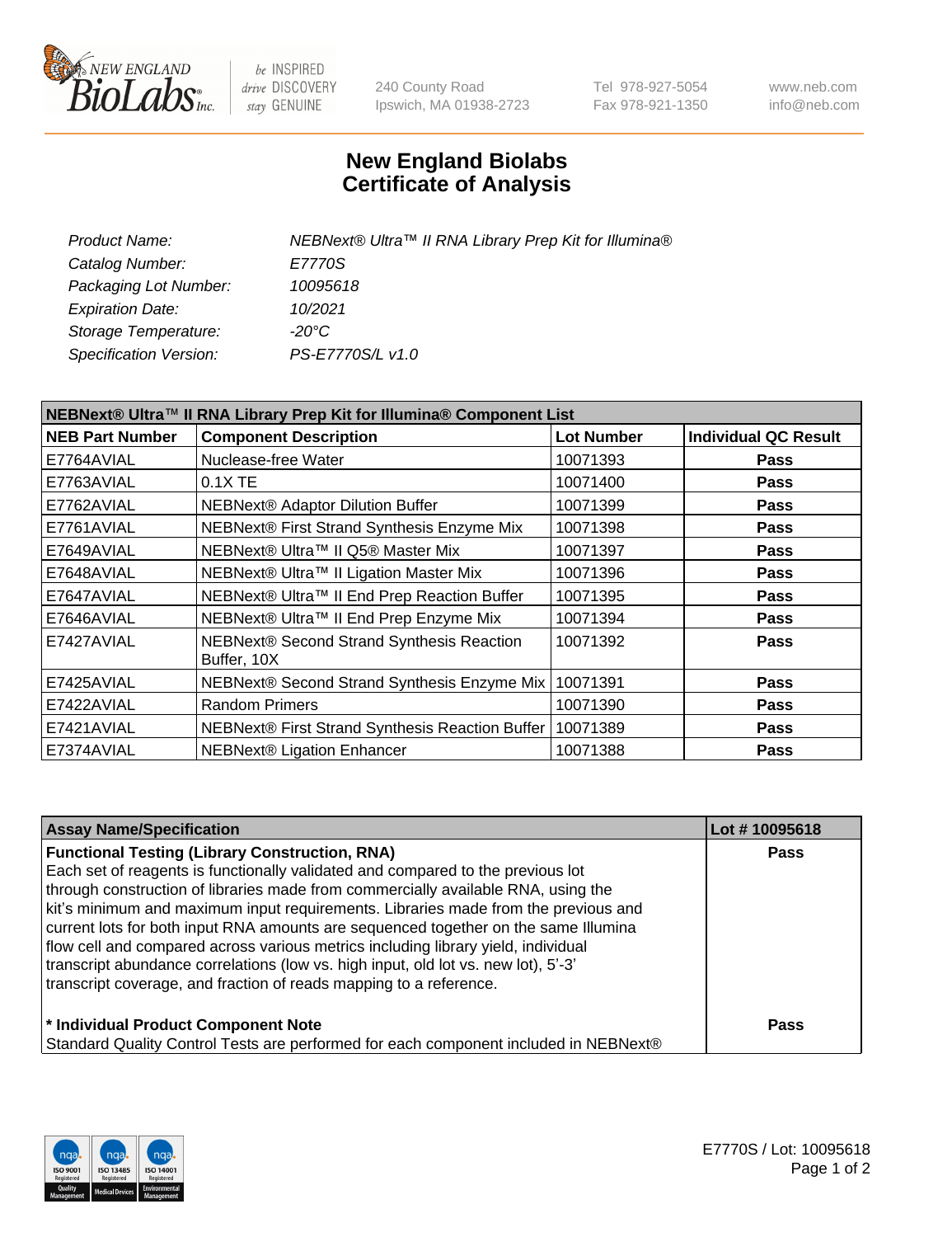New England BioLabs Inc. — be INSPIRED drive DISCOVERY stay GENUINE

240 County Road
Ipswich, MA 01938-2723

Tel 978-927-5054
Fax 978-921-1350

www.neb.com
info@neb.com

# New England Biolabs Certificate of Analysis

| | |
|---|---|
| *Product Name:* | *NEBNext® Ultra™ II RNA Library Prep Kit for Illumina®* |
| *Catalog Number:* | *E7770S* |
| *Packaging Lot Number:* | *10095618* |
| *Expiration Date:* | *10/2021* |
| *Storage Temperature:* | *-20°C* |
| *Specification Version:* | *PS-E7770S/L v1.0* |

**NEBNext® Ultra™ II RNA Library Prep Kit for Illumina® Component List**

| NEB Part Number | Component Description | Lot Number | Individual QC Result |
|---|---|---|---|
| E7764AVIAL | Nuclease-free Water | 10071393 | **Pass** |
| E7763AVIAL | 0.1X TE | 10071400 | **Pass** |
| E7762AVIAL | NEBNext® Adaptor Dilution Buffer | 10071399 | **Pass** |
| E7761AVIAL | NEBNext® First Strand Synthesis Enzyme Mix | 10071398 | **Pass** |
| E7649AVIAL | NEBNext® Ultra™ II Q5® Master Mix | 10071397 | **Pass** |
| E7648AVIAL | NEBNext® Ultra™ II Ligation Master Mix | 10071396 | **Pass** |
| E7647AVIAL | NEBNext® Ultra™ II End Prep Reaction Buffer | 10071395 | **Pass** |
| E7646AVIAL | NEBNext® Ultra™ II End Prep Enzyme Mix | 10071394 | **Pass** |
| E7427AVIAL | NEBNext® Second Strand Synthesis Reaction Buffer, 10X | 10071392 | **Pass** |
| E7425AVIAL | NEBNext® Second Strand Synthesis Enzyme Mix | 10071391 | **Pass** |
| E7422AVIAL | Random Primers | 10071390 | **Pass** |
| E7421AVIAL | NEBNext® First Strand Synthesis Reaction Buffer | 10071389 | **Pass** |
| E7374AVIAL | NEBNext® Ligation Enhancer | 10071388 | **Pass** |

| Assay Name/Specification | Lot # 10095618 |
|---|---|
| **Functional Testing (Library Construction, RNA)** Each set of reagents is functionally validated and compared to the previous lot through construction of libraries made from commercially available RNA, using the kit's minimum and maximum input requirements. Libraries made from the previous and current lots for both input RNA amounts are sequenced together on the same Illumina flow cell and compared across various metrics including library yield, individual transcript abundance correlations (low vs. high input, old lot vs. new lot), 5'-3' transcript coverage, and fraction of reads mapping to a reference. | **Pass** |
| **\* Individual Product Component Note** Standard Quality Control Tests are performed for each component included in NEBNext® | **Pass** |

E7770S / Lot: 10095618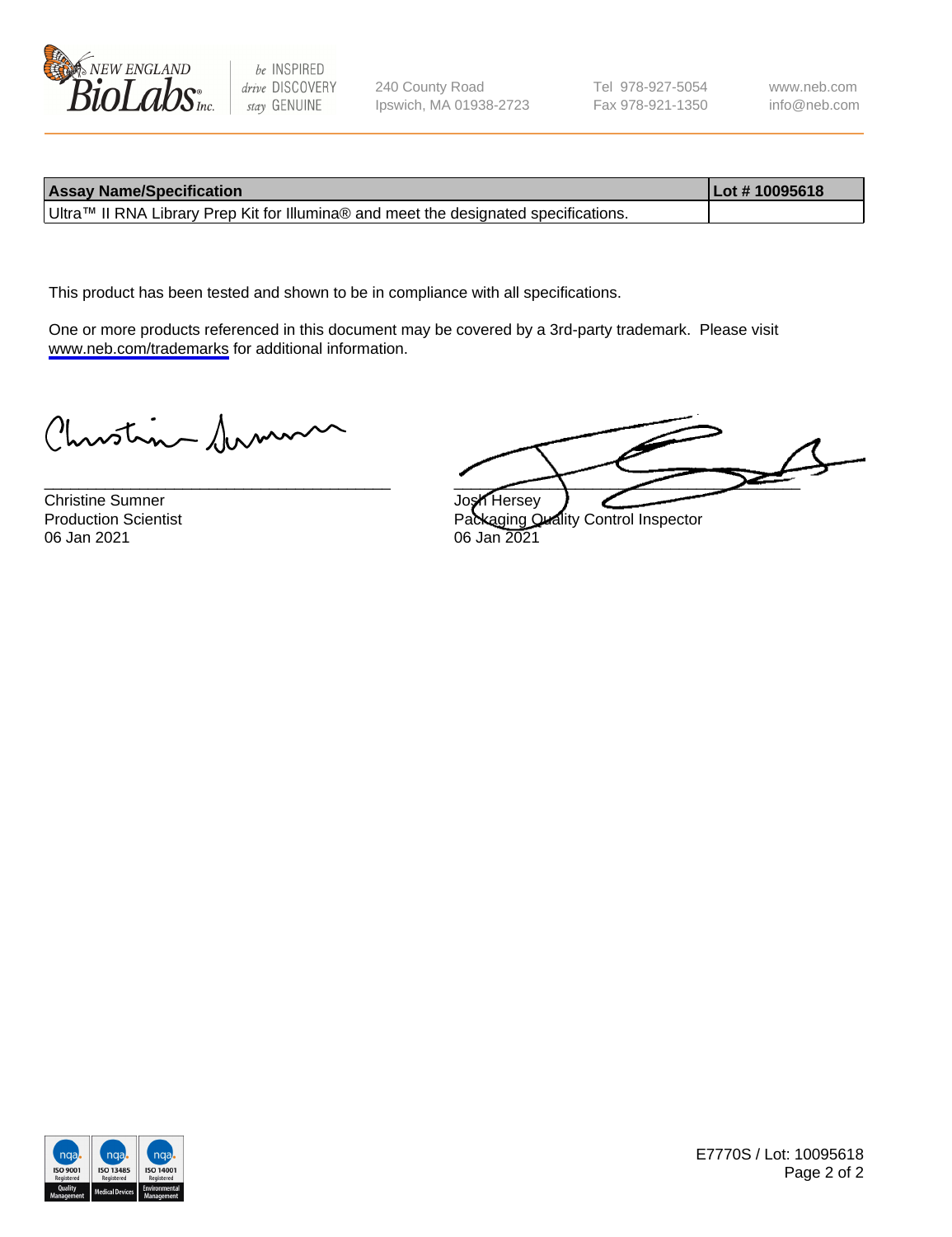| Assay Name/Specification | Lot # 10095618 |
|---|---|
| Ultra™ II RNA Library Prep Kit for Illumina® and meet the designated specifications. | |

This product has been tested and shown to be in compliance with all specifications.

One or more products referenced in this document may be covered by a 3rd-party trademark. Please visit www.neb.com/trademarks for additional information.

Christine Sumner
Production Scientist
06 Jan 2021

Josh Hersey
Packaging Quality Control Inspector
06 Jan 2021

E7770S / Lot: 10095618